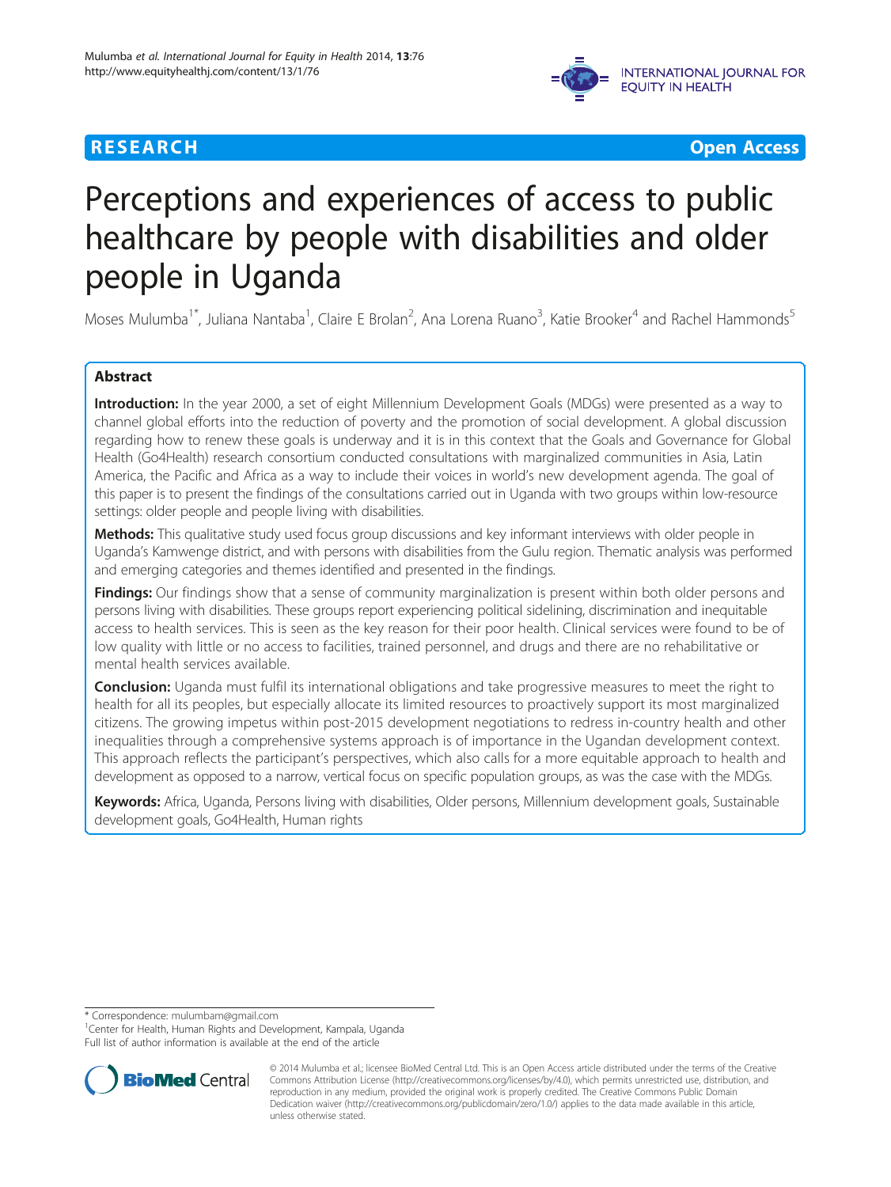**RESEARCH** **Open Access**

# Perceptions and experiences of access to public healthcare by people with disabilities and older people in Uganda

Moses Mulumba[1*], Juliana Nantaba[1], Claire E Brolan[2], Ana Lorena Ruano[3], Katie Brooker[4] and Rachel Hammonds[5]

## Abstract

**Introduction:** In the year 2000, a set of eight Millennium Development Goals (MDGs) were presented as a way to channel global efforts into the reduction of poverty and the promotion of social development. A global discussion regarding how to renew these goals is underway and it is in this context that the Goals and Governance for Global Health (Go4Health) research consortium conducted consultations with marginalized communities in Asia, Latin America, the Pacific and Africa as a way to include their voices in world's new development agenda. The goal of this paper is to present the findings of the consultations carried out in Uganda with two groups within low-resource settings: older people and people living with disabilities.

**Methods:** This qualitative study used focus group discussions and key informant interviews with older people in Uganda's Kamwenge district, and with persons with disabilities from the Gulu region. Thematic analysis was performed and emerging categories and themes identified and presented in the findings.

**Findings:** Our findings show that a sense of community marginalization is present within both older persons and persons living with disabilities. These groups report experiencing political sidelining, discrimination and inequitable access to health services. This is seen as the key reason for their poor health. Clinical services were found to be of low quality with little or no access to facilities, trained personnel, and drugs and there are no rehabilitative or mental health services available.

**Conclusion:** Uganda must fulfil its international obligations and take progressive measures to meet the right to health for all its peoples, but especially allocate its limited resources to proactively support its most marginalized citizens. The growing impetus within post-2015 development negotiations to redress in-country health and other inequalities through a comprehensive systems approach is of importance in the Ugandan development context. This approach reflects the participant's perspectives, which also calls for a more equitable approach to health and development as opposed to a narrow, vertical focus on specific population groups, as was the case with the MDGs.

**Keywords:** Africa, Uganda, Persons living with disabilities, Older persons, Millennium development goals, Sustainable development goals, Go4Health, Human rights

\* Correspondence: mulumbam@gmail.com
[1]Center for Health, Human Rights and Development, Kampala, Uganda
Full list of author information is available at the end of the article

© 2014 Mulumba et al.; licensee BioMed Central Ltd. This is an Open Access article distributed under the terms of the Creative Commons Attribution License (http://creativecommons.org/licenses/by/4.0), which permits unrestricted use, distribution, and reproduction in any medium, provided the original work is properly credited. The Creative Commons Public Domain Dedication waiver (http://creativecommons.org/publicdomain/zero/1.0/) applies to the data made available in this article, unless otherwise stated.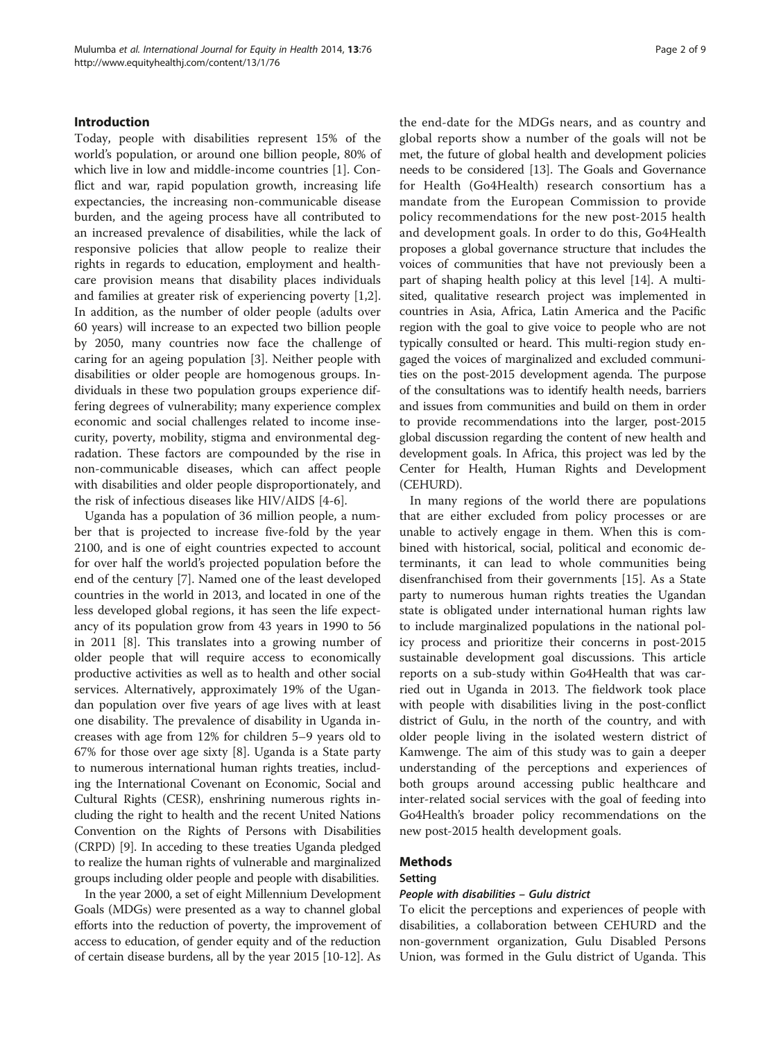## Introduction

Today, people with disabilities represent 15% of the world's population, or around one billion people, 80% of which live in low and middle-income countries [1]. Conflict and war, rapid population growth, increasing life expectancies, the increasing non-communicable disease burden, and the ageing process have all contributed to an increased prevalence of disabilities, while the lack of responsive policies that allow people to realize their rights in regards to education, employment and healthcare provision means that disability places individuals and families at greater risk of experiencing poverty [1,2]. In addition, as the number of older people (adults over 60 years) will increase to an expected two billion people by 2050, many countries now face the challenge of caring for an ageing population [3]. Neither people with disabilities or older people are homogenous groups. Individuals in these two population groups experience differing degrees of vulnerability; many experience complex economic and social challenges related to income insecurity, poverty, mobility, stigma and environmental degradation. These factors are compounded by the rise in non-communicable diseases, which can affect people with disabilities and older people disproportionately, and the risk of infectious diseases like HIV/AIDS [4-6].

Uganda has a population of 36 million people, a number that is projected to increase five-fold by the year 2100, and is one of eight countries expected to account for over half the world's projected population before the end of the century [7]. Named one of the least developed countries in the world in 2013, and located in one of the less developed global regions, it has seen the life expectancy of its population grow from 43 years in 1990 to 56 in 2011 [8]. This translates into a growing number of older people that will require access to economically productive activities as well as to health and other social services. Alternatively, approximately 19% of the Ugandan population over five years of age lives with at least one disability. The prevalence of disability in Uganda increases with age from 12% for children 5–9 years old to 67% for those over age sixty [8]. Uganda is a State party to numerous international human rights treaties, including the International Covenant on Economic, Social and Cultural Rights (CESR), enshrining numerous rights including the right to health and the recent United Nations Convention on the Rights of Persons with Disabilities (CRPD) [9]. In acceding to these treaties Uganda pledged to realize the human rights of vulnerable and marginalized groups including older people and people with disabilities.

In the year 2000, a set of eight Millennium Development Goals (MDGs) were presented as a way to channel global efforts into the reduction of poverty, the improvement of access to education, of gender equity and of the reduction of certain disease burdens, all by the year 2015 [10-12]. As the end-date for the MDGs nears, and as country and global reports show a number of the goals will not be met, the future of global health and development policies needs to be considered [13]. The Goals and Governance for Health (Go4Health) research consortium has a mandate from the European Commission to provide policy recommendations for the new post-2015 health and development goals. In order to do this, Go4Health proposes a global governance structure that includes the voices of communities that have not previously been a part of shaping health policy at this level [14]. A multi-sited, qualitative research project was implemented in countries in Asia, Africa, Latin America and the Pacific region with the goal to give voice to people who are not typically consulted or heard. This multi-region study engaged the voices of marginalized and excluded communities on the post-2015 development agenda. The purpose of the consultations was to identify health needs, barriers and issues from communities and build on them in order to provide recommendations into the larger, post-2015 global discussion regarding the content of new health and development goals. In Africa, this project was led by the Center for Health, Human Rights and Development (CEHURD).

In many regions of the world there are populations that are either excluded from policy processes or are unable to actively engage in them. When this is combined with historical, social, political and economic determinants, it can lead to whole communities being disenfranchised from their governments [15]. As a State party to numerous human rights treaties the Ugandan state is obligated under international human rights law to include marginalized populations in the national policy process and prioritize their concerns in post-2015 sustainable development goal discussions. This article reports on a sub-study within Go4Health that was carried out in Uganda in 2013. The fieldwork took place with people with disabilities living in the post-conflict district of Gulu, in the north of the country, and with older people living in the isolated western district of Kamwenge. The aim of this study was to gain a deeper understanding of the perceptions and experiences of both groups around accessing public healthcare and inter-related social services with the goal of feeding into Go4Health's broader policy recommendations on the new post-2015 health development goals.

## Methods

### Setting

#### *People with disabilities – Gulu district*

To elicit the perceptions and experiences of people with disabilities, a collaboration between CEHURD and the non-government organization, Gulu Disabled Persons Union, was formed in the Gulu district of Uganda. This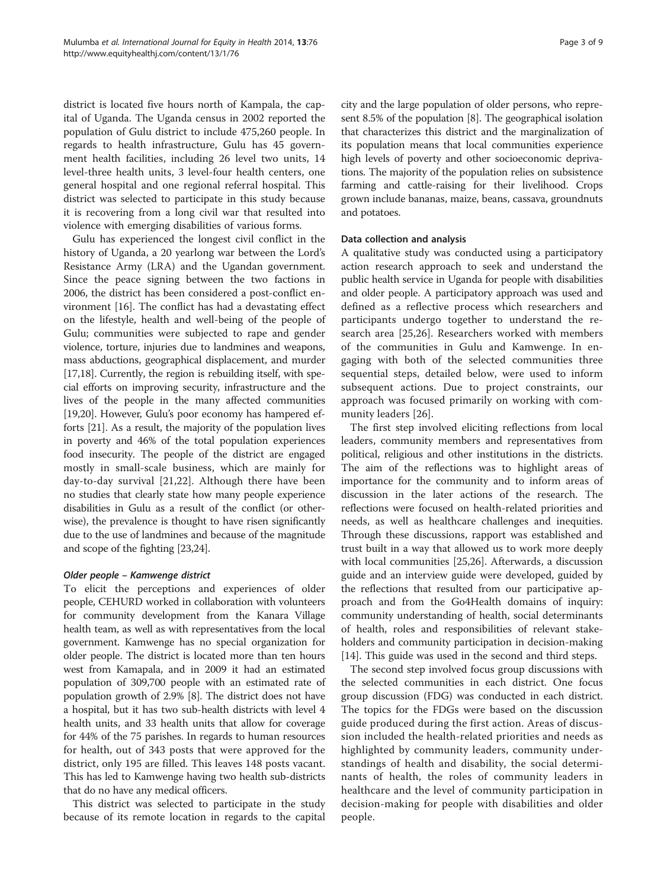district is located five hours north of Kampala, the capital of Uganda. The Uganda census in 2002 reported the population of Gulu district to include 475,260 people. In regards to health infrastructure, Gulu has 45 government health facilities, including 26 level two units, 14 level-three health units, 3 level-four health centers, one general hospital and one regional referral hospital. This district was selected to participate in this study because it is recovering from a long civil war that resulted into violence with emerging disabilities of various forms.

Gulu has experienced the longest civil conflict in the history of Uganda, a 20 yearlong war between the Lord's Resistance Army (LRA) and the Ugandan government. Since the peace signing between the two factions in 2006, the district has been considered a post-conflict environment [16]. The conflict has had a devastating effect on the lifestyle, health and well-being of the people of Gulu; communities were subjected to rape and gender violence, torture, injuries due to landmines and weapons, mass abductions, geographical displacement, and murder [17,18]. Currently, the region is rebuilding itself, with special efforts on improving security, infrastructure and the lives of the people in the many affected communities [19,20]. However, Gulu's poor economy has hampered efforts [21]. As a result, the majority of the population lives in poverty and 46% of the total population experiences food insecurity. The people of the district are engaged mostly in small-scale business, which are mainly for day-to-day survival [21,22]. Although there have been no studies that clearly state how many people experience disabilities in Gulu as a result of the conflict (or otherwise), the prevalence is thought to have risen significantly due to the use of landmines and because of the magnitude and scope of the fighting [23,24].

#### *Older people – Kamwenge district*

To elicit the perceptions and experiences of older people, CEHURD worked in collaboration with volunteers for community development from the Kanara Village health team, as well as with representatives from the local government. Kamwenge has no special organization for older people. The district is located more than ten hours west from Kamapala, and in 2009 it had an estimated population of 309,700 people with an estimated rate of population growth of 2.9% [8]. The district does not have a hospital, but it has two sub-health districts with level 4 health units, and 33 health units that allow for coverage for 44% of the 75 parishes. In regards to human resources for health, out of 343 posts that were approved for the district, only 195 are filled. This leaves 148 posts vacant. This has led to Kamwenge having two health sub-districts that do no have any medical officers.

This district was selected to participate in the study because of its remote location in regards to the capital city and the large population of older persons, who represent 8.5% of the population [8]. The geographical isolation that characterizes this district and the marginalization of its population means that local communities experience high levels of poverty and other socioeconomic deprivations. The majority of the population relies on subsistence farming and cattle-raising for their livelihood. Crops grown include bananas, maize, beans, cassava, groundnuts and potatoes.

### Data collection and analysis

A qualitative study was conducted using a participatory action research approach to seek and understand the public health service in Uganda for people with disabilities and older people. A participatory approach was used and defined as a reflective process which researchers and participants undergo together to understand the research area [25,26]. Researchers worked with members of the communities in Gulu and Kamwenge. In engaging with both of the selected communities three sequential steps, detailed below, were used to inform subsequent actions. Due to project constraints, our approach was focused primarily on working with community leaders [26].

The first step involved eliciting reflections from local leaders, community members and representatives from political, religious and other institutions in the districts. The aim of the reflections was to highlight areas of importance for the community and to inform areas of discussion in the later actions of the research. The reflections were focused on health-related priorities and needs, as well as healthcare challenges and inequities. Through these discussions, rapport was established and trust built in a way that allowed us to work more deeply with local communities [25,26]. Afterwards, a discussion guide and an interview guide were developed, guided by the reflections that resulted from our participative approach and from the Go4Health domains of inquiry: community understanding of health, social determinants of health, roles and responsibilities of relevant stakeholders and community participation in decision-making [14]. This guide was used in the second and third steps.

The second step involved focus group discussions with the selected communities in each district. One focus group discussion (FDG) was conducted in each district. The topics for the FDGs were based on the discussion guide produced during the first action. Areas of discussion included the health-related priorities and needs as highlighted by community leaders, community understandings of health and disability, the social determinants of health, the roles of community leaders in healthcare and the level of community participation in decision-making for people with disabilities and older people.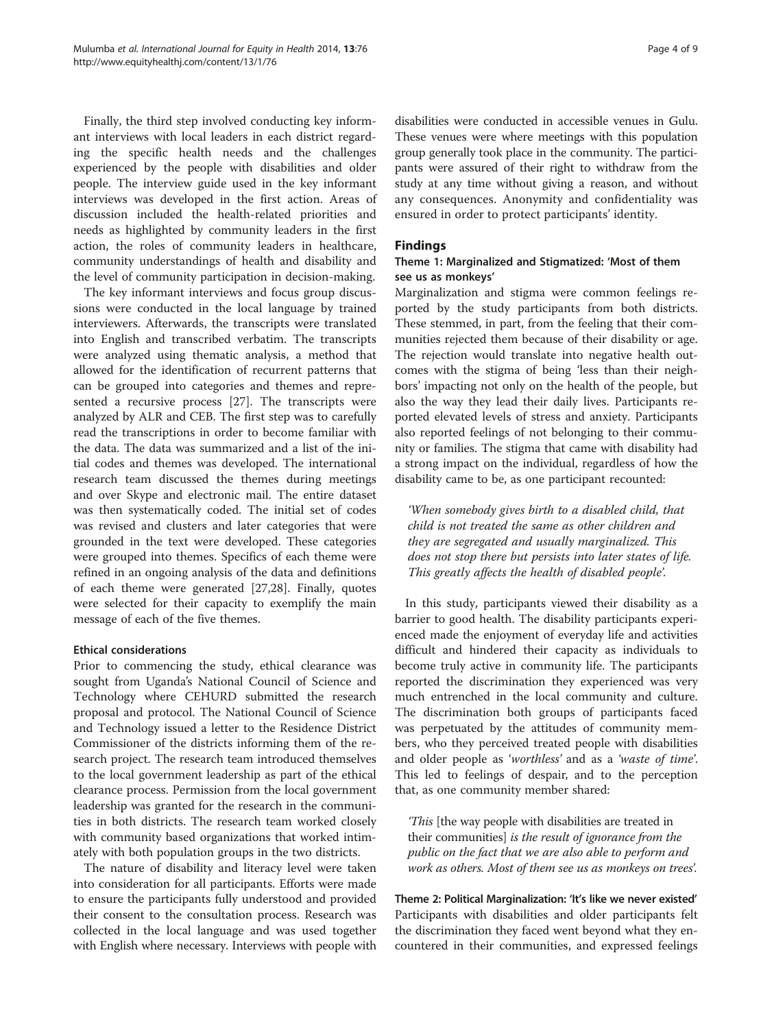Finally, the third step involved conducting key informant interviews with local leaders in each district regarding the specific health needs and the challenges experienced by the people with disabilities and older people. The interview guide used in the key informant interviews was developed in the first action. Areas of discussion included the health-related priorities and needs as highlighted by community leaders in the first action, the roles of community leaders in healthcare, community understandings of health and disability and the level of community participation in decision-making.

The key informant interviews and focus group discussions were conducted in the local language by trained interviewers. Afterwards, the transcripts were translated into English and transcribed verbatim. The transcripts were analyzed using thematic analysis, a method that allowed for the identification of recurrent patterns that can be grouped into categories and themes and represented a recursive process [27]. The transcripts were analyzed by ALR and CEB. The first step was to carefully read the transcriptions in order to become familiar with the data. The data was summarized and a list of the initial codes and themes was developed. The international research team discussed the themes during meetings and over Skype and electronic mail. The entire dataset was then systematically coded. The initial set of codes was revised and clusters and later categories that were grounded in the text were developed. These categories were grouped into themes. Specifics of each theme were refined in an ongoing analysis of the data and definitions of each theme were generated [27,28]. Finally, quotes were selected for their capacity to exemplify the main message of each of the five themes.

### Ethical considerations

Prior to commencing the study, ethical clearance was sought from Uganda's National Council of Science and Technology where CEHURD submitted the research proposal and protocol. The National Council of Science and Technology issued a letter to the Residence District Commissioner of the districts informing them of the research project. The research team introduced themselves to the local government leadership as part of the ethical clearance process. Permission from the local government leadership was granted for the research in the communities in both districts. The research team worked closely with community based organizations that worked intimately with both population groups in the two districts.

The nature of disability and literacy level were taken into consideration for all participants. Efforts were made to ensure the participants fully understood and provided their consent to the consultation process. Research was collected in the local language and was used together with English where necessary. Interviews with people with disabilities were conducted in accessible venues in Gulu. These venues were where meetings with this population group generally took place in the community. The participants were assured of their right to withdraw from the study at any time without giving a reason, and without any consequences. Anonymity and confidentiality was ensured in order to protect participants' identity.

## Findings

### Theme 1: Marginalized and Stigmatized: 'Most of them see us as monkeys'

Marginalization and stigma were common feelings reported by the study participants from both districts. These stemmed, in part, from the feeling that their communities rejected them because of their disability or age. The rejection would translate into negative health outcomes with the stigma of being 'less than their neighbors' impacting not only on the health of the people, but also the way they lead their daily lives. Participants reported elevated levels of stress and anxiety. Participants also reported feelings of not belonging to their community or families. The stigma that came with disability had a strong impact on the individual, regardless of how the disability came to be, as one participant recounted:

> *'When somebody gives birth to a disabled child, that child is not treated the same as other children and they are segregated and usually marginalized. This does not stop there but persists into later states of life. This greatly affects the health of disabled people'.*

In this study, participants viewed their disability as a barrier to good health. The disability participants experienced made the enjoyment of everyday life and activities difficult and hindered their capacity as individuals to become truly active in community life. The participants reported the discrimination they experienced was very much entrenched in the local community and culture. The discrimination both groups of participants faced was perpetuated by the attitudes of community members, who they perceived treated people with disabilities and older people as '*worthless*' and as a '*waste of time*'. This led to feelings of despair, and to the perception that, as one community member shared:

> *'This* [the way people with disabilities are treated in their communities] *is the result of ignorance from the public on the fact that we are also able to perform and work as others. Most of them see us as monkeys on trees'.*

### Theme 2: Political Marginalization: 'It's like we never existed'

Participants with disabilities and older participants felt the discrimination they faced went beyond what they encountered in their communities, and expressed feelings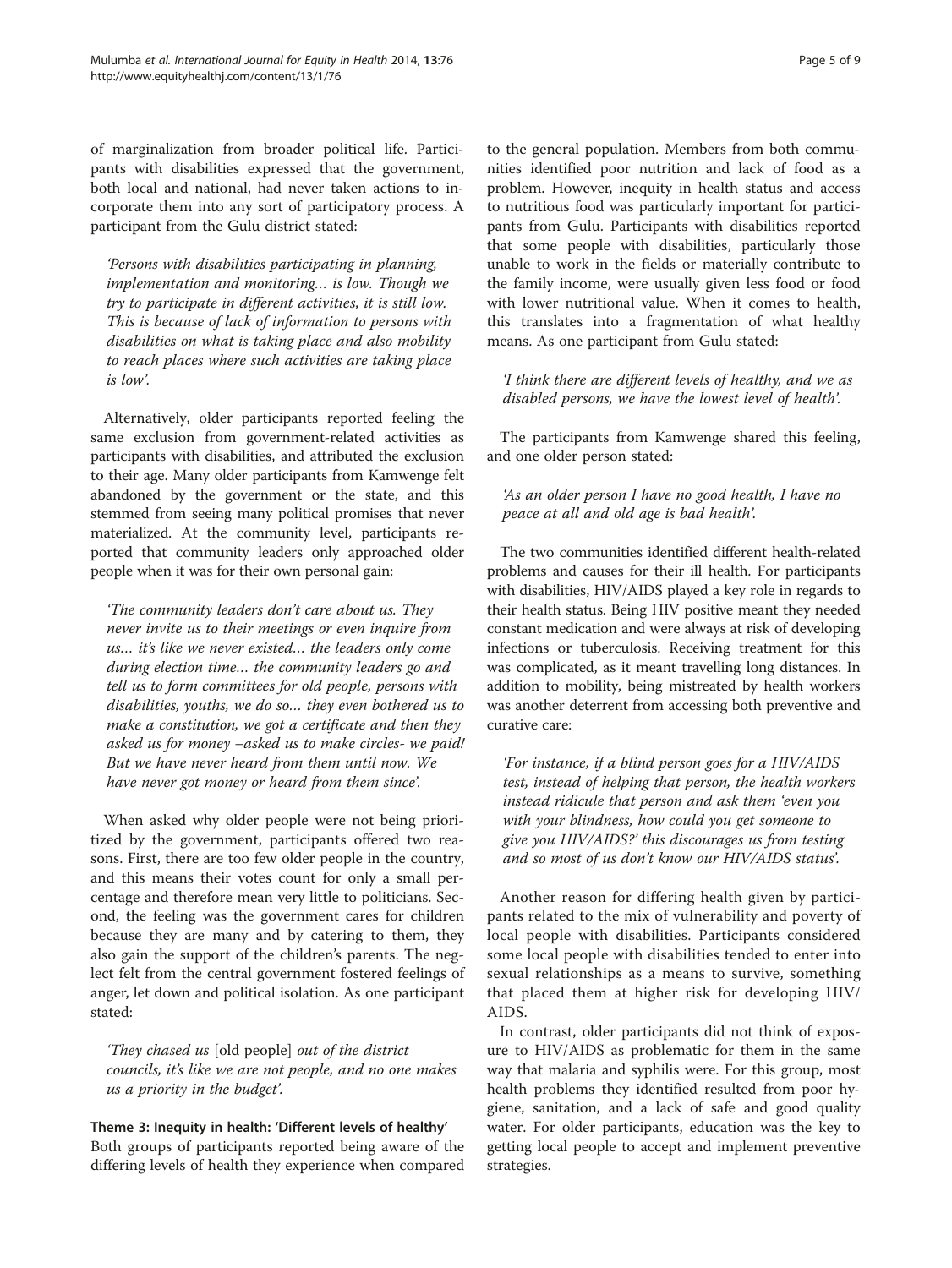of marginalization from broader political life. Participants with disabilities expressed that the government, both local and national, had never taken actions to incorporate them into any sort of participatory process. A participant from the Gulu district stated:

> *'Persons with disabilities participating in planning, implementation and monitoring… is low. Though we try to participate in different activities, it is still low. This is because of lack of information to persons with disabilities on what is taking place and also mobility to reach places where such activities are taking place is low'.*

Alternatively, older participants reported feeling the same exclusion from government-related activities as participants with disabilities, and attributed the exclusion to their age. Many older participants from Kamwenge felt abandoned by the government or the state, and this stemmed from seeing many political promises that never materialized. At the community level, participants reported that community leaders only approached older people when it was for their own personal gain:

> *'The community leaders don't care about us. They never invite us to their meetings or even inquire from us… it's like we never existed… the leaders only come during election time… the community leaders go and tell us to form committees for old people, persons with disabilities, youths, we do so… they even bothered us to make a constitution, we got a certificate and then they asked us for money –asked us to make circles- we paid! But we have never heard from them until now. We have never got money or heard from them since'.*

When asked why older people were not being prioritized by the government, participants offered two reasons. First, there are too few older people in the country, and this means their votes count for only a small percentage and therefore mean very little to politicians. Second, the feeling was the government cares for children because they are many and by catering to them, they also gain the support of the children's parents. The neglect felt from the central government fostered feelings of anger, let down and political isolation. As one participant stated:

> *'They chased us* [old people] *out of the district councils, it's like we are not people, and no one makes us a priority in the budget'.*

### Theme 3: Inequity in health: 'Different levels of healthy'

Both groups of participants reported being aware of the differing levels of health they experience when compared to the general population. Members from both communities identified poor nutrition and lack of food as a problem. However, inequity in health status and access to nutritious food was particularly important for participants from Gulu. Participants with disabilities reported that some people with disabilities, particularly those unable to work in the fields or materially contribute to the family income, were usually given less food or food with lower nutritional value. When it comes to health, this translates into a fragmentation of what healthy means. As one participant from Gulu stated:

> *'I think there are different levels of healthy, and we as disabled persons, we have the lowest level of health'.*

The participants from Kamwenge shared this feeling, and one older person stated:

> *'As an older person I have no good health, I have no peace at all and old age is bad health'.*

The two communities identified different health-related problems and causes for their ill health. For participants with disabilities, HIV/AIDS played a key role in regards to their health status. Being HIV positive meant they needed constant medication and were always at risk of developing infections or tuberculosis. Receiving treatment for this was complicated, as it meant travelling long distances. In addition to mobility, being mistreated by health workers was another deterrent from accessing both preventive and curative care:

> *'For instance, if a blind person goes for a HIV/AIDS test, instead of helping that person, the health workers instead ridicule that person and ask them 'even you with your blindness, how could you get someone to give you HIV/AIDS?' this discourages us from testing and so most of us don't know our HIV/AIDS status'.*

Another reason for differing health given by participants related to the mix of vulnerability and poverty of local people with disabilities. Participants considered some local people with disabilities tended to enter into sexual relationships as a means to survive, something that placed them at higher risk for developing HIV/AIDS.

In contrast, older participants did not think of exposure to HIV/AIDS as problematic for them in the same way that malaria and syphilis were. For this group, most health problems they identified resulted from poor hygiene, sanitation, and a lack of safe and good quality water. For older participants, education was the key to getting local people to accept and implement preventive strategies.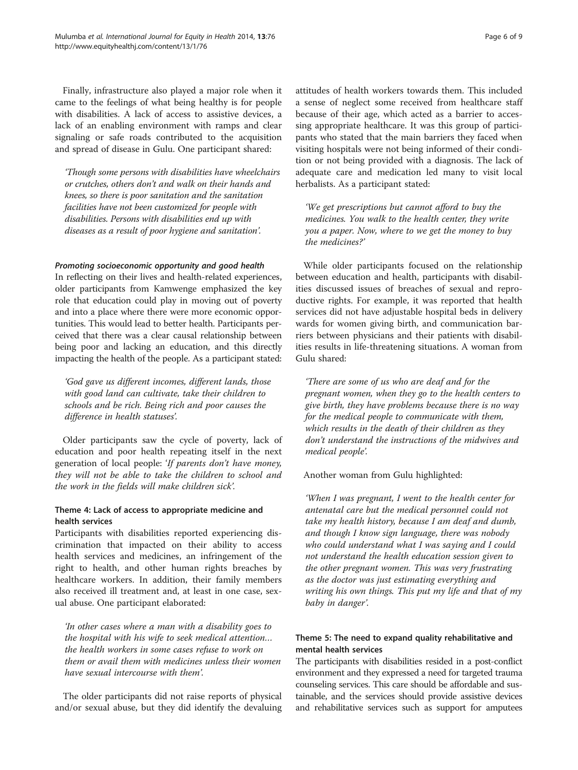Finally, infrastructure also played a major role when it came to the feelings of what being healthy is for people with disabilities. A lack of access to assistive devices, a lack of an enabling environment with ramps and clear signaling or safe roads contributed to the acquisition and spread of disease in Gulu. One participant shared:

> *'Though some persons with disabilities have wheelchairs or crutches, others don't and walk on their hands and knees, so there is poor sanitation and the sanitation facilities have not been customized for people with disabilities. Persons with disabilities end up with diseases as a result of poor hygiene and sanitation'.*

#### *Promoting socioeconomic opportunity and good health*

In reflecting on their lives and health-related experiences, older participants from Kamwenge emphasized the key role that education could play in moving out of poverty and into a place where there were more economic opportunities. This would lead to better health. Participants perceived that there was a clear causal relationship between being poor and lacking an education, and this directly impacting the health of the people. As a participant stated:

> *'God gave us different incomes, different lands, those with good land can cultivate, take their children to schools and be rich. Being rich and poor causes the difference in health statuses'.*

Older participants saw the cycle of poverty, lack of education and poor health repeating itself in the next generation of local people: '*If parents don't have money, they will not be able to take the children to school and the work in the fields will make children sick*'.

### Theme 4: Lack of access to appropriate medicine and health services

Participants with disabilities reported experiencing discrimination that impacted on their ability to access health services and medicines, an infringement of the right to health, and other human rights breaches by healthcare workers. In addition, their family members also received ill treatment and, at least in one case, sexual abuse. One participant elaborated:

> *'In other cases where a man with a disability goes to the hospital with his wife to seek medical attention… the health workers in some cases refuse to work on them or avail them with medicines unless their women have sexual intercourse with them'.*

The older participants did not raise reports of physical and/or sexual abuse, but they did identify the devaluing attitudes of health workers towards them. This included a sense of neglect some received from healthcare staff because of their age, which acted as a barrier to accessing appropriate healthcare. It was this group of participants who stated that the main barriers they faced when visiting hospitals were not being informed of their condition or not being provided with a diagnosis. The lack of adequate care and medication led many to visit local herbalists. As a participant stated:

> *'We get prescriptions but cannot afford to buy the medicines. You walk to the health center, they write you a paper. Now, where to we get the money to buy the medicines?'*

While older participants focused on the relationship between education and health, participants with disabilities discussed issues of breaches of sexual and reproductive rights. For example, it was reported that health services did not have adjustable hospital beds in delivery wards for women giving birth, and communication barriers between physicians and their patients with disabilities results in life-threatening situations. A woman from Gulu shared:

> *'There are some of us who are deaf and for the pregnant women, when they go to the health centers to give birth, they have problems because there is no way for the medical people to communicate with them, which results in the death of their children as they don't understand the instructions of the midwives and medical people'.*

Another woman from Gulu highlighted:

> *'When I was pregnant, I went to the health center for antenatal care but the medical personnel could not take my health history, because I am deaf and dumb, and though I know sign language, there was nobody who could understand what I was saying and I could not understand the health education session given to the other pregnant women. This was very frustrating as the doctor was just estimating everything and writing his own things. This put my life and that of my baby in danger'.*

### Theme 5: The need to expand quality rehabilitative and mental health services

The participants with disabilities resided in a post-conflict environment and they expressed a need for targeted trauma counseling services. This care should be affordable and sustainable, and the services should provide assistive devices and rehabilitative services such as support for amputees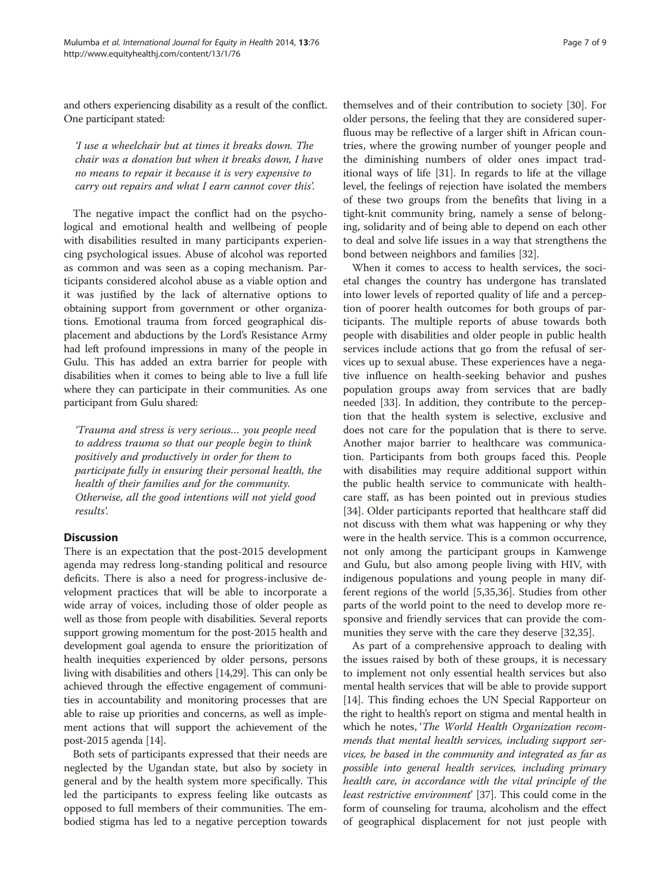and others experiencing disability as a result of the conflict. One participant stated:

> *'I use a wheelchair but at times it breaks down. The chair was a donation but when it breaks down, I have no means to repair it because it is very expensive to carry out repairs and what I earn cannot cover this'.*

The negative impact the conflict had on the psychological and emotional health and wellbeing of people with disabilities resulted in many participants experiencing psychological issues. Abuse of alcohol was reported as common and was seen as a coping mechanism. Participants considered alcohol abuse as a viable option and it was justified by the lack of alternative options to obtaining support from government or other organizations. Emotional trauma from forced geographical displacement and abductions by the Lord's Resistance Army had left profound impressions in many of the people in Gulu. This has added an extra barrier for people with disabilities when it comes to being able to live a full life where they can participate in their communities. As one participant from Gulu shared:

> *'Trauma and stress is very serious… you people need to address trauma so that our people begin to think positively and productively in order for them to participate fully in ensuring their personal health, the health of their families and for the community. Otherwise, all the good intentions will not yield good results'.*

## Discussion

There is an expectation that the post-2015 development agenda may redress long-standing political and resource deficits. There is also a need for progress-inclusive development practices that will be able to incorporate a wide array of voices, including those of older people as well as those from people with disabilities. Several reports support growing momentum for the post-2015 health and development goal agenda to ensure the prioritization of health inequities experienced by older persons, persons living with disabilities and others [14,29]. This can only be achieved through the effective engagement of communities in accountability and monitoring processes that are able to raise up priorities and concerns, as well as implement actions that will support the achievement of the post-2015 agenda [14].

Both sets of participants expressed that their needs are neglected by the Ugandan state, but also by society in general and by the health system more specifically. This led the participants to express feeling like outcasts as opposed to full members of their communities. The embodied stigma has led to a negative perception towards themselves and of their contribution to society [30]. For older persons, the feeling that they are considered superfluous may be reflective of a larger shift in African countries, where the growing number of younger people and the diminishing numbers of older ones impact traditional ways of life [31]. In regards to life at the village level, the feelings of rejection have isolated the members of these two groups from the benefits that living in a tight-knit community bring, namely a sense of belonging, solidarity and of being able to depend on each other to deal and solve life issues in a way that strengthens the bond between neighbors and families [32].

When it comes to access to health services, the societal changes the country has undergone has translated into lower levels of reported quality of life and a perception of poorer health outcomes for both groups of participants. The multiple reports of abuse towards both people with disabilities and older people in public health services include actions that go from the refusal of services up to sexual abuse. These experiences have a negative influence on health-seeking behavior and pushes population groups away from services that are badly needed [33]. In addition, they contribute to the perception that the health system is selective, exclusive and does not care for the population that is there to serve. Another major barrier to healthcare was communication. Participants from both groups faced this. People with disabilities may require additional support within the public health service to communicate with healthcare staff, as has been pointed out in previous studies [34]. Older participants reported that healthcare staff did not discuss with them what was happening or why they were in the health service. This is a common occurrence, not only among the participant groups in Kamwenge and Gulu, but also among people living with HIV, with indigenous populations and young people in many different regions of the world [5,35,36]. Studies from other parts of the world point to the need to develop more responsive and friendly services that can provide the communities they serve with the care they deserve [32,35].

As part of a comprehensive approach to dealing with the issues raised by both of these groups, it is necessary to implement not only essential health services but also mental health services that will be able to provide support [14]. This finding echoes the UN Special Rapporteur on the right to health's report on stigma and mental health in which he notes, '*The World Health Organization recommends that mental health services, including support services, be based in the community and integrated as far as possible into general health services, including primary health care, in accordance with the vital principle of the least restrictive environment*' [37]. This could come in the form of counseling for trauma, alcoholism and the effect of geographical displacement for not just people with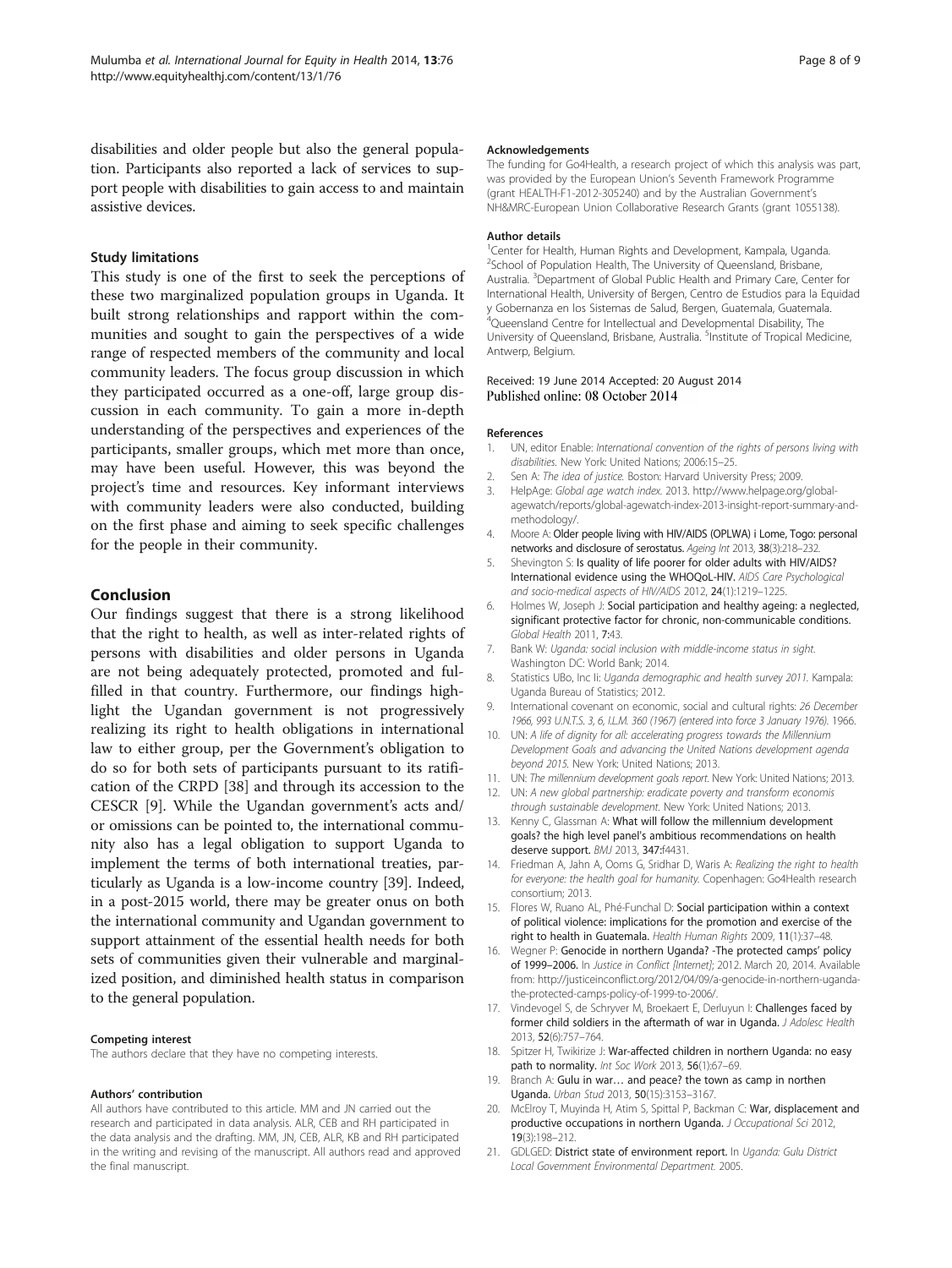disabilities and older people but also the general population. Participants also reported a lack of services to support people with disabilities to gain access to and maintain assistive devices.

### Study limitations

This study is one of the first to seek the perceptions of these two marginalized population groups in Uganda. It built strong relationships and rapport within the communities and sought to gain the perspectives of a wide range of respected members of the community and local community leaders. The focus group discussion in which they participated occurred as a one-off, large group discussion in each community. To gain a more in-depth understanding of the perspectives and experiences of the participants, smaller groups, which met more than once, may have been useful. However, this was beyond the project's time and resources. Key informant interviews with community leaders were also conducted, building on the first phase and aiming to seek specific challenges for the people in their community.

## Conclusion

Our findings suggest that there is a strong likelihood that the right to health, as well as inter-related rights of persons with disabilities and older persons in Uganda are not being adequately protected, promoted and fulfilled in that country. Furthermore, our findings highlight the Ugandan government is not progressively realizing its right to health obligations in international law to either group, per the Government's obligation to do so for both sets of participants pursuant to its ratification of the CRPD [38] and through its accession to the CESCR [9]. While the Ugandan government's acts and/or omissions can be pointed to, the international community also has a legal obligation to support Uganda to implement the terms of both international treaties, particularly as Uganda is a low-income country [39]. Indeed, in a post-2015 world, there may be greater onus on both the international community and Ugandan government to support attainment of the essential health needs for both sets of communities given their vulnerable and marginalized position, and diminished health status in comparison to the general population.

#### Competing interest

The authors declare that they have no competing interests.

#### Authors' contribution

All authors have contributed to this article. MM and JN carried out the research and participated in data analysis. ALR, CEB and RH participated in the data analysis and the drafting. MM, JN, CEB, ALR, KB and RH participated in the writing and revising of the manuscript. All authors read and approved the final manuscript.

#### Acknowledgements

The funding for Go4Health, a research project of which this analysis was part, was provided by the European Union's Seventh Framework Programme (grant HEALTH-F1-2012-305240) and by the Australian Government's NH&MRC-European Union Collaborative Research Grants (grant 1055138).

#### Author details

[1]Center for Health, Human Rights and Development, Kampala, Uganda. [2]School of Population Health, The University of Queensland, Brisbane, Australia. [3]Department of Global Public Health and Primary Care, Center for International Health, University of Bergen, Centro de Estudios para la Equidad y Gobernanza en los Sistemas de Salud, Bergen, Guatemala, Guatemala. [4]Queensland Centre for Intellectual and Developmental Disability, The University of Queensland, Brisbane, Australia. [5]Institute of Tropical Medicine, Antwerp, Belgium.

Received: 19 June 2014 Accepted: 20 August 2014
Published online: 08 October 2014

#### References

1. UN, editor Enable: *International convention of the rights of persons living with disabilities*. New York: United Nations; 2006:15–25.
2. Sen A: *The idea of justice*. Boston: Harvard University Press; 2009.
3. HelpAge: *Global age watch index*. 2013. http://www.helpage.org/global-agewatch/reports/global-agewatch-index-2013-insight-report-summary-and-methodology/.
4. Moore A: **Older people living with HIV/AIDS (OPLWA) i Lome, Togo: personal networks and disclosure of serostatus.** *Ageing Int* 2013, **38**(3):218–232.
5. Shevington S: **Is quality of life poorer for older adults with HIV/AIDS? International evidence using the WHOQoL-HIV.** *AIDS Care Psychological and socio-medical aspects of HIV/AIDS* 2012, **24**(1):1219–1225.
6. Holmes W, Joseph J: **Social participation and healthy ageing: a neglected, significant protective factor for chronic, non-communicable conditions.** *Global Health* 2011, **7**:43.
7. Bank W: *Uganda: social inclusion with middle-income status in sight*. Washington DC: World Bank; 2014.
8. Statistics UBo, Inc Ii: *Uganda demographic and health survey 2011*. Kampala: Uganda Bureau of Statistics; 2012.
9. International covenant on economic, social and cultural rights: *26 December 1966, 993 U.N.T.S. 3, 6, I.L.M. 360 (1967) (entered into force 3 January 1976)*. 1966.
10. UN: *A life of dignity for all: accelerating progress towards the Millennium Development Goals and advancing the United Nations development agenda beyond 2015*. New York: United Nations; 2013.
11. UN: *The millennium development goals report*. New York: United Nations; 2013.
12. UN: *A new global partnership: eradicate poverty and transform economis through sustainable development*. New York: United Nations; 2013.
13. Kenny C, Glassman A: **What will follow the millennium development goals? the high level panel's ambitious recommendations on health deserve support.** *BMJ* 2013, **347**:f4431.
14. Friedman A, Jahn A, Ooms G, Sridhar D, Waris A: *Realizing the right to health for everyone: the health goal for humanity*. Copenhagen: Go4Health research consortium; 2013.
15. Flores W, Ruano AL, Phé-Funchal D: **Social participation within a context of political violence: implications for the promotion and exercise of the right to health in Guatemala.** *Health Human Rights* 2009, **11**(1):37–48.
16. Wegner P: **Genocide in northern Uganda? -The protected camps' policy of 1999–2006.** In *Justice in Conflict [Internet]*; 2012. March 20, 2014. Available from: http://justiceinconflict.org/2012/04/09/a-genocide-in-northern-uganda-the-protected-camps-policy-of-1999-to-2006/.
17. Vindevogel S, de Schryver M, Broekaert E, Derluyun I: **Challenges faced by former child soldiers in the aftermath of war in Uganda.** *J Adolesc Health* 2013, **52**(6):757–764.
18. Spitzer H, Twikirize J: **War-affected children in northern Uganda: no easy path to normality.** *Int Soc Work* 2013, **56**(1):67–69.
19. Branch A: **Gulu in war… and peace? the town as camp in northen Uganda.** *Urban Stud* 2013, **50**(15):3153–3167.
20. McElroy T, Muyinda H, Atim S, Spittal P, Backman C: **War, displacement and productive occupations in northern Uganda.** *J Occupational Sci* 2012, **19**(3):198–212.
21. GDLGED: **District state of environment report.** In *Uganda: Gulu District Local Government Environmental Department*. 2005.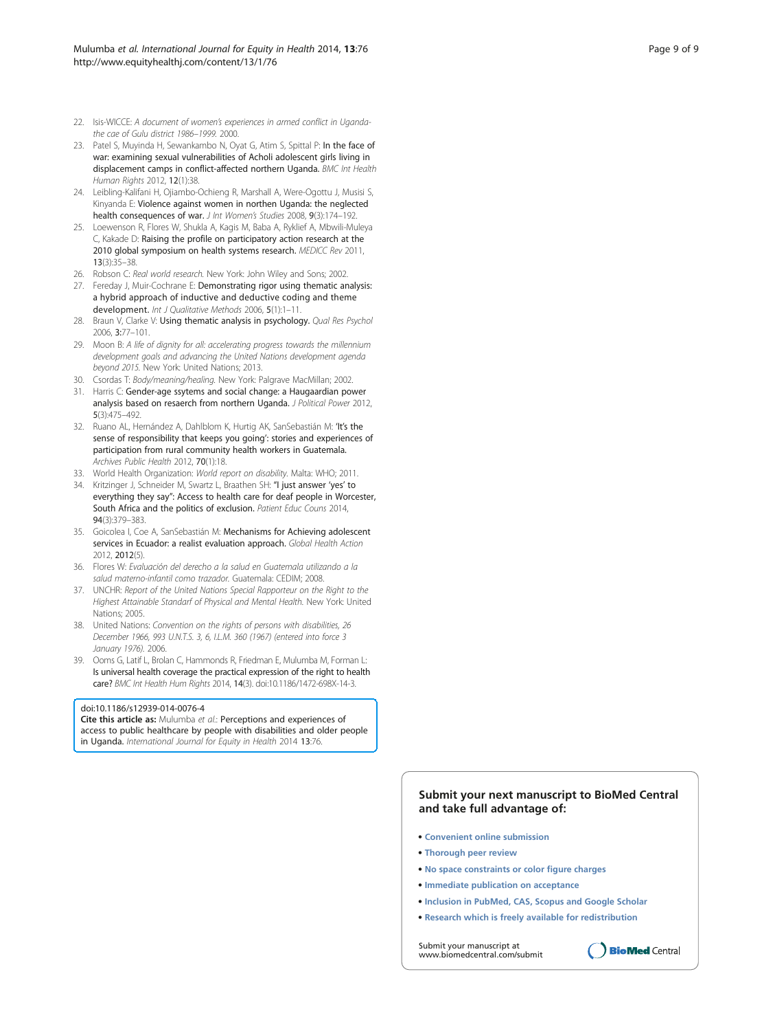22. Isis-WICCE: *A document of women's experiences in armed conflict in Uganda-the cae of Gulu district 1986–1999.* 2000.
23. Patel S, Muyinda H, Sewankambo N, Oyat G, Atim S, Spittal P: **In the face of war: examining sexual vulnerabilities of Acholi adolescent girls living in displacement camps in conflict-affected northern Uganda.** *BMC Int Health Human Rights* 2012, **12**(1):38.
24. Leibling-Kalifani H, Ojiambo-Ochieng R, Marshall A, Were-Ogottu J, Musisi S, Kinyanda E: **Violence against women in northen Uganda: the neglected health consequences of war.** *J Int Women's Studies* 2008, **9**(3):174–192.
25. Loewenson R, Flores W, Shukla A, Kagis M, Baba A, Ryklief A, Mbwili-Muleya C, Kakade D: **Raising the profile on participatory action research at the 2010 global symposium on health systems research.** *MEDICC Rev* 2011, **13**(3):35–38.
26. Robson C: *Real world research.* New York: John Wiley and Sons; 2002.
27. Fereday J, Muir-Cochrane E: **Demonstrating rigor using thematic analysis: a hybrid approach of inductive and deductive coding and theme development.** *Int J Qualitative Methods* 2006, **5**(1):1–11.
28. Braun V, Clarke V: **Using thematic analysis in psychology.** *Qual Res Psychol* 2006, **3**:77–101.
29. Moon B: *A life of dignity for all: accelerating progress towards the millennium development goals and advancing the United Nations development agenda beyond 2015.* New York: United Nations; 2013.
30. Csordas T: *Body/meaning/healing.* New York: Palgrave MacMillan; 2002.
31. Harris C: **Gender-age ssytems and social change: a Haugaardian power analysis based on resaerch from northern Uganda.** *J Political Power* 2012, **5**(3):475–492.
32. Ruano AL, Hernández A, Dahlblom K, Hurtig AK, SanSebastián M: **'It's the sense of responsibility that keeps you going': stories and experiences of participation from rural community health workers in Guatemala.** *Archives Public Health* 2012, **70**(1):18.
33. World Health Organization: *World report on disability.* Malta: WHO; 2011.
34. Kritzinger J, Schneider M, Swartz L, Braathen SH: **"I just answer 'yes' to everything they say": Access to health care for deaf people in Worcester, South Africa and the politics of exclusion.** *Patient Educ Couns* 2014, **94**(3):379–383.
35. Goicolea I, Coe A, SanSebastián M: **Mechanisms for Achieving adolescent services in Ecuador: a realist evaluation approach.** *Global Health Action* 2012, **2012**(5).
36. Flores W: *Evaluación del derecho a la salud en Guatemala utilizando a la salud materno-infantil como trazador.* Guatemala: CEDIM; 2008.
37. UNCHR: *Report of the United Nations Special Rapporteur on the Right to the Highest Attainable Standarf of Physical and Mental Health.* New York: United Nations; 2005.
38. United Nations: *Convention on the rights of persons with disabilities, 26 December 1966, 993 U.N.T.S. 3, 6, I.L.M. 360 (1967) (entered into force 3 January 1976).* 2006.
39. Ooms G, Latif L, Brolan C, Hammonds R, Friedman E, Mulumba M, Forman L: **Is universal health coverage the practical expression of the right to health care?** *BMC Int Health Hum Rights* 2014, **14**(3). doi:10.1186/1472-698X-14-3.

doi:10.1186/s12939-014-0076-4

**Cite this article as:** Mulumba *et al.*: Perceptions and experiences of access to public healthcare by people with disabilities and older people in Uganda. *International Journal for Equity in Health* 2014 **13**:76.

**Submit your next manuscript to BioMed Central and take full advantage of:**

- **Convenient online submission**
- **Thorough peer review**
- **No space constraints or color figure charges**
- **Immediate publication on acceptance**
- **Inclusion in PubMed, CAS, Scopus and Google Scholar**
- **Research which is freely available for redistribution**

Submit your manuscript at
www.biomedcentral.com/submit

BioMed Central